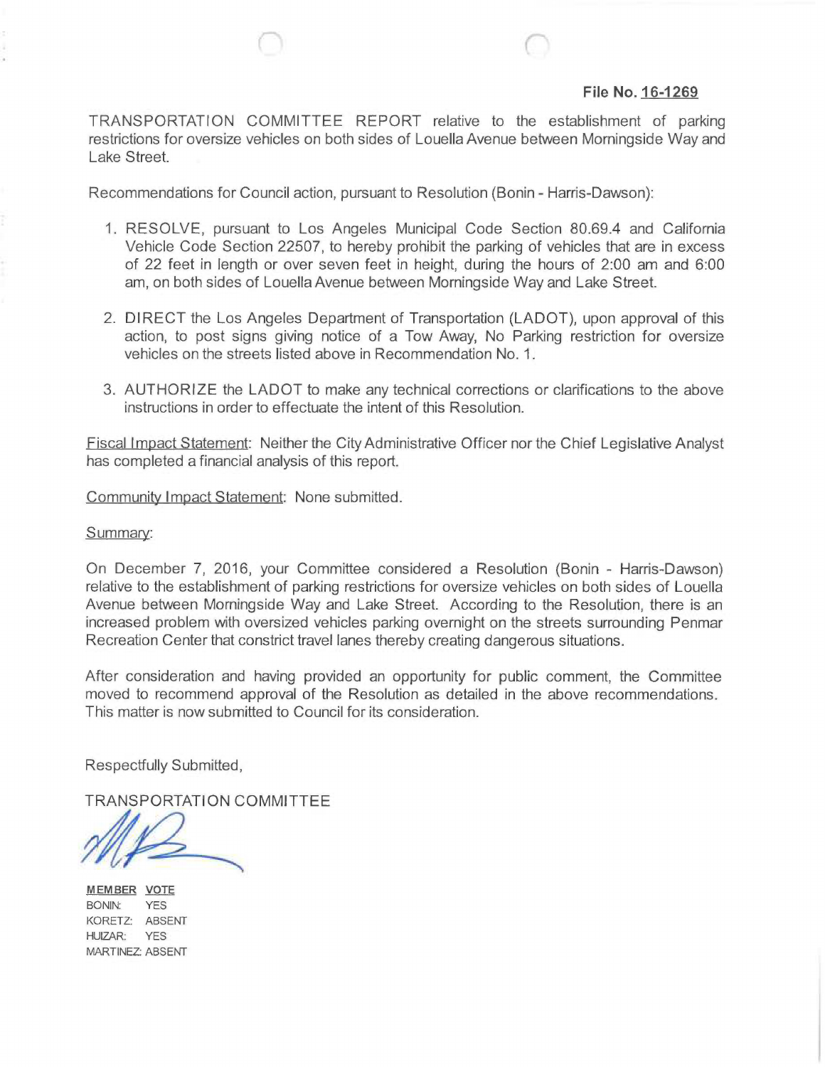**File No. 16-1269**

TRANSPORTATION COMMITTEE REPORT relative to the establishment of parking restrictions for oversize vehicles on both sides of Louella Avenue between Morningside Way and Lake Street.

Recommendations for Council action, pursuant to Resolution (Bonin - Harris-Dawson):

1. RESOLVE, pursuant to Los Angeles Municipal Code Section 80.69.4 and California Vehicle Code Section 22507, to hereby prohibit the parking of vehicles that are in excess of 22 feet in length or over seven feet in height, during the hours of 2:00 am and 6:00 am, on both sides of Louella Avenue between Morningside Way and Lake Street.
2. DIRECT the Los Angeles Department of Transportation (LADOT), upon approval of this action, to post signs giving notice of a Tow Away, No Parking restriction for oversize vehicles on the streets listed above in Recommendation No. 1.
3. AUTHORIZE the LADOT to make any technical corrections or clarifications to the above instructions in order to effectuate the intent of this Resolution.

Fiscal Impact Statement: Neither the City Administrative Officer nor the Chief Legislative Analyst has completed a financial analysis of this report.

Community Impact Statement: None submitted.

Summary:

On December 7, 2016, your Committee considered a Resolution (Bonin - Harris-Dawson) relative to the establishment of parking restrictions for oversize vehicles on both sides of Louella Avenue between Morningside Way and Lake Street. According to the Resolution, there is an increased problem with oversized vehicles parking overnight on the streets surrounding Penmar Recreation Center that constrict travel lanes thereby creating dangerous situations.

After consideration and having provided an opportunity for public comment, the Committee moved to recommend approval of the Resolution as detailed in the above recommendations. This matter is now submitted to Council for its consideration.

Respectfully Submitted,

TRANSPORTATION COMMITTEE

| MEMBER | VOTE |
|---|---|
| BONIN: | YES |
| KORETZ: | ABSENT |
| HUIZAR: | YES |
| MARTINEZ: | ABSENT |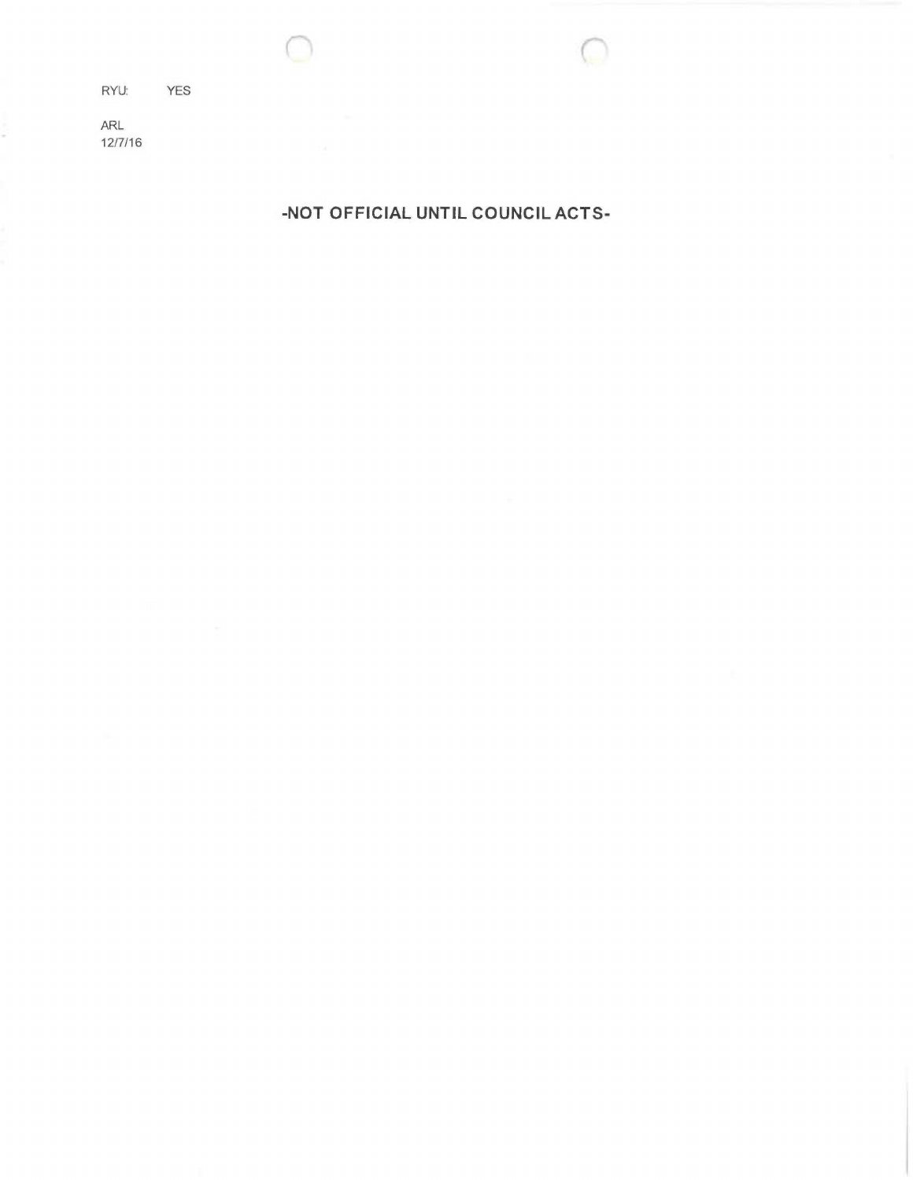RYU: YES

ARL
12/7/16

**-NOT OFFICIAL UNTIL COUNCIL ACTS-**